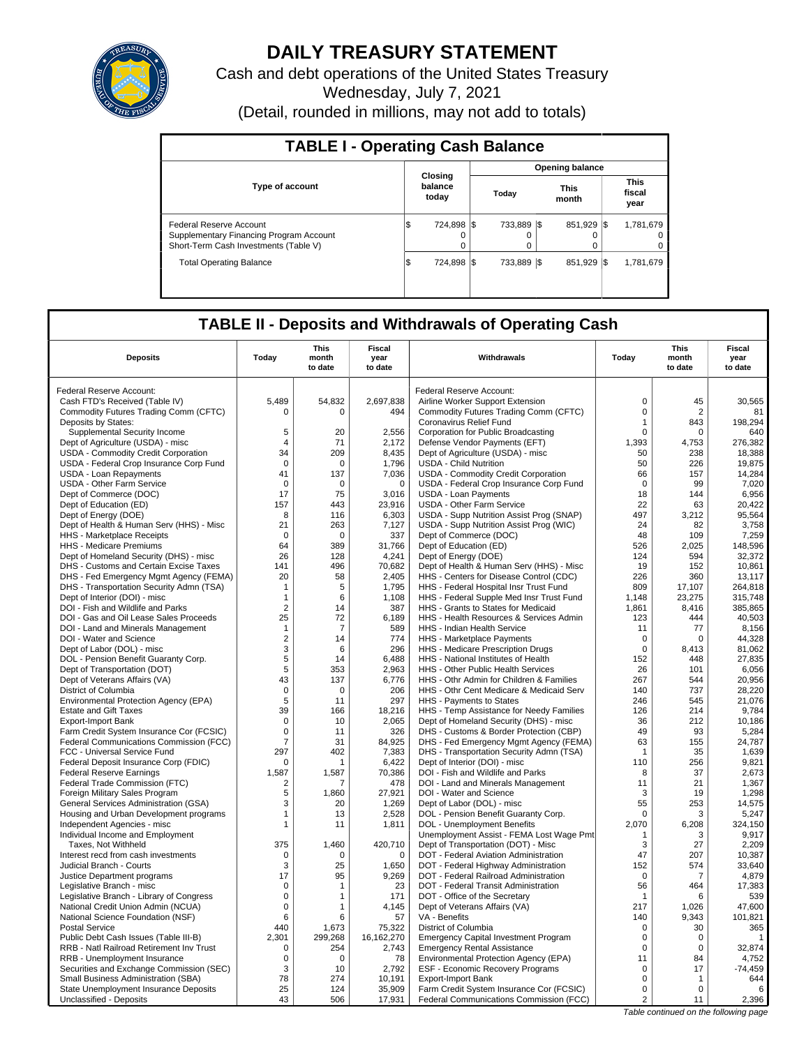# DAILY TREASURY STATEMENT

Cash and debt operations of the United States Treasury

Wednesday, July 7, 2021

(Detail, rounded in millions, may not add to totals)

## TABLE I - Operating Cash Balance

| Type of account | Closing balance today | Opening balance | | |
|---|---|---|---|---|
| | | Today | This month | This fiscal year |
| Federal Reserve Account | $ 724,898 | $ 733,889 | $ 851,929 | $ 1,781,679 |
| Supplementary Financing Program Account | 0 | 0 | 0 | 0 |
| Short-Term Cash Investments (Table V) | 0 | 0 | 0 | 0 |
| Total Operating Balance | $ 724,898 | $ 733,889 | $ 851,929 | $ 1,781,679 |

## TABLE II - Deposits and Withdrawals of Operating Cash

| Deposits | Today | This month to date | Fiscal year to date | Withdrawals | Today | This month to date | Fiscal year to date |
|---|---|---|---|---|---|---|---|
| Federal Reserve Account: | | | | Federal Reserve Account: | | | |
| Cash FTD's Received (Table IV) | 5,489 | 54,832 | 2,697,838 | Airline Worker Support Extension | 0 | 45 | 30,565 |
| Commodity Futures Trading Comm (CFTC) | 0 | 0 | 494 | Commodity Futures Trading Comm (CFTC) | 0 | 2 | 81 |
| Deposits by States: | | | | Coronavirus Relief Fund | 1 | 843 | 198,294 |
| Supplemental Security Income | 5 | 20 | 2,556 | Corporation for Public Broadcasting | 0 | 0 | 640 |
| Dept of Agriculture (USDA) - misc | 4 | 71 | 2,172 | Defense Vendor Payments (EFT) | 1,393 | 4,753 | 276,382 |
| USDA - Commodity Credit Corporation | 34 | 209 | 8,435 | Dept of Agriculture (USDA) - misc | 50 | 238 | 18,388 |
| USDA - Federal Crop Insurance Corp Fund | 0 | 0 | 1,796 | USDA - Child Nutrition | 50 | 226 | 19,875 |
| USDA - Loan Repayments | 41 | 137 | 7,036 | USDA - Commodity Credit Corporation | 66 | 157 | 14,284 |
| USDA - Other Farm Service | 0 | 0 | 0 | USDA - Federal Crop Insurance Corp Fund | 0 | 99 | 7,020 |
| Dept of Commerce (DOC) | 17 | 75 | 3,016 | USDA - Loan Payments | 18 | 144 | 6,956 |
| Dept of Education (ED) | 157 | 443 | 23,916 | USDA - Other Farm Service | 22 | 63 | 20,422 |
| Dept of Energy (DOE) | 8 | 116 | 6,303 | USDA - Supp Nutrition Assist Prog (SNAP) | 497 | 3,212 | 95,564 |
| Dept of Health & Human Serv (HHS) - Misc | 21 | 263 | 7,127 | USDA - Supp Nutrition Assist Prog (WIC) | 24 | 82 | 3,758 |
| HHS - Marketplace Receipts | 0 | 0 | 337 | Dept of Commerce (DOC) | 48 | 109 | 7,259 |
| HHS - Medicare Premiums | 64 | 389 | 31,766 | Dept of Education (ED) | 526 | 2,025 | 148,596 |
| Dept of Homeland Security (DHS) - misc | 26 | 128 | 4,241 | Dept of Energy (DOE) | 124 | 594 | 32,372 |
| DHS - Customs and Certain Excise Taxes | 141 | 496 | 70,682 | Dept of Health & Human Serv (HHS) - Misc | 19 | 152 | 10,861 |
| DHS - Fed Emergency Mgmt Agency (FEMA) | 20 | 58 | 2,405 | HHS - Centers for Disease Control (CDC) | 226 | 360 | 13,117 |
| DHS - Transportation Security Admn (TSA) | 1 | 5 | 1,795 | HHS - Federal Hospital Insr Trust Fund | 809 | 17,107 | 264,818 |
| Dept of Interior (DOI) - misc | 1 | 6 | 1,108 | HHS - Federal Supple Med Insr Trust Fund | 1,148 | 23,275 | 315,748 |
| DOI - Fish and Wildlife and Parks | 2 | 14 | 387 | HHS - Grants to States for Medicaid | 1,861 | 8,416 | 385,865 |
| DOI - Gas and Oil Lease Sales Proceeds | 25 | 72 | 6,189 | HHS - Health Resources & Services Admin | 123 | 444 | 40,503 |
| DOI - Land and Minerals Management | 1 | 7 | 589 | HHS - Indian Health Service | 11 | 77 | 8,156 |
| DOI - Water and Science | 2 | 14 | 774 | HHS - Marketplace Payments | 0 | 0 | 44,328 |
| Dept of Labor (DOL) - misc | 3 | 6 | 296 | HHS - Medicare Prescription Drugs | 0 | 8,413 | 81,062 |
| DOL - Pension Benefit Guaranty Corp. | 5 | 14 | 6,488 | HHS - National Institutes of Health | 152 | 448 | 27,835 |
| Dept of Transportation (DOT) | 5 | 353 | 2,963 | HHS - Other Public Health Services | 26 | 101 | 6,056 |
| Dept of Veterans Affairs (VA) | 43 | 137 | 6,776 | HHS - Othr Admin for Children & Families | 267 | 544 | 20,956 |
| District of Columbia | 0 | 0 | 206 | HHS - Othr Cent Medicare & Medicaid Serv | 140 | 737 | 28,220 |
| Environmental Protection Agency (EPA) | 5 | 11 | 297 | HHS - Payments to States | 246 | 545 | 21,076 |
| Estate and Gift Taxes | 39 | 166 | 18,216 | HHS - Temp Assistance for Needy Families | 126 | 214 | 9,784 |
| Export-Import Bank | 0 | 10 | 2,065 | Dept of Homeland Security (DHS) - misc | 36 | 212 | 10,186 |
| Farm Credit System Insurance Cor (FCSIC) | 0 | 11 | 326 | DHS - Customs & Border Protection (CBP) | 49 | 93 | 5,284 |
| Federal Communications Commission (FCC) | 7 | 31 | 84,925 | DHS - Fed Emergency Mgmt Agency (FEMA) | 63 | 155 | 24,787 |
| FCC - Universal Service Fund | 297 | 402 | 7,383 | DHS - Transportation Security Admn (TSA) | 1 | 35 | 1,639 |
| Federal Deposit Insurance Corp (FDIC) | 0 | 1 | 6,422 | Dept of Interior (DOI) - misc | 110 | 256 | 9,821 |
| Federal Reserve Earnings | 1,587 | 1,587 | 70,386 | DOI - Fish and Wildlife and Parks | 8 | 37 | 2,673 |
| Federal Trade Commission (FTC) | 2 | 7 | 478 | DOI - Land and Minerals Management | 11 | 21 | 1,367 |
| Foreign Military Sales Program | 5 | 1,860 | 27,921 | DOI - Water and Science | 3 | 19 | 1,298 |
| General Services Administration (GSA) | 3 | 20 | 1,269 | Dept of Labor (DOL) - misc | 55 | 253 | 14,575 |
| Housing and Urban Development programs | 1 | 13 | 2,528 | DOL - Pension Benefit Guaranty Corp. | 0 | 3 | 5,247 |
| Independent Agencies - misc | 1 | 11 | 1,811 | DOL - Unemployment Benefits | 2,070 | 6,208 | 324,150 |
| Individual Income and Employment | | | | Unemployment Assist - FEMA Lost Wage Pmt | 1 | 3 | 9,917 |
| Taxes, Not Withheld | 375 | 1,460 | 420,710 | Dept of Transportation (DOT) - Misc | 3 | 27 | 2,209 |
| Interest recd from cash investments | 0 | 0 | 0 | DOT - Federal Aviation Administration | 47 | 207 | 10,387 |
| Judicial Branch - Courts | 3 | 25 | 1,650 | DOT - Federal Highway Administration | 152 | 574 | 33,640 |
| Justice Department programs | 17 | 95 | 9,269 | DOT - Federal Railroad Administration | 0 | 7 | 4,879 |
| Legislative Branch - misc | 0 | 1 | 23 | DOT - Federal Transit Administration | 56 | 464 | 17,383 |
| Legislative Branch - Library of Congress | 0 | 1 | 171 | DOT - Office of the Secretary | 1 | 6 | 539 |
| National Credit Union Admin (NCUA) | 0 | 1 | 4,145 | Dept of Veterans Affairs (VA) | 217 | 1,026 | 47,600 |
| National Science Foundation (NSF) | 6 | 6 | 57 | VA - Benefits | 140 | 9,343 | 101,821 |
| Postal Service | 440 | 1,673 | 75,322 | District of Columbia | 0 | 30 | 365 |
| Public Debt Cash Issues (Table III-B) | 2,301 | 299,268 | 16,162,270 | Emergency Capital Investment Program | 0 | 0 | 1 |
| RRB - Natl Railroad Retirement Inv Trust | 0 | 254 | 2,743 | Emergency Rental Assistance | 0 | 0 | 32,874 |
| RRB - Unemployment Insurance | 0 | 0 | 78 | Environmental Protection Agency (EPA) | 11 | 84 | 4,752 |
| Securities and Exchange Commission (SEC) | 3 | 10 | 2,792 | ESF - Economic Recovery Programs | 0 | 17 | -74,459 |
| Small Business Administration (SBA) | 78 | 274 | 10,191 | Export-Import Bank | 0 | 1 | 644 |
| State Unemployment Insurance Deposits | 25 | 124 | 35,909 | Farm Credit System Insurance Cor (FCSIC) | 0 | 0 | 6 |
| Unclassified - Deposits | 43 | 506 | 17,931 | Federal Communications Commission (FCC) | 2 | 11 | 2,396 |

*Table continued on the following page*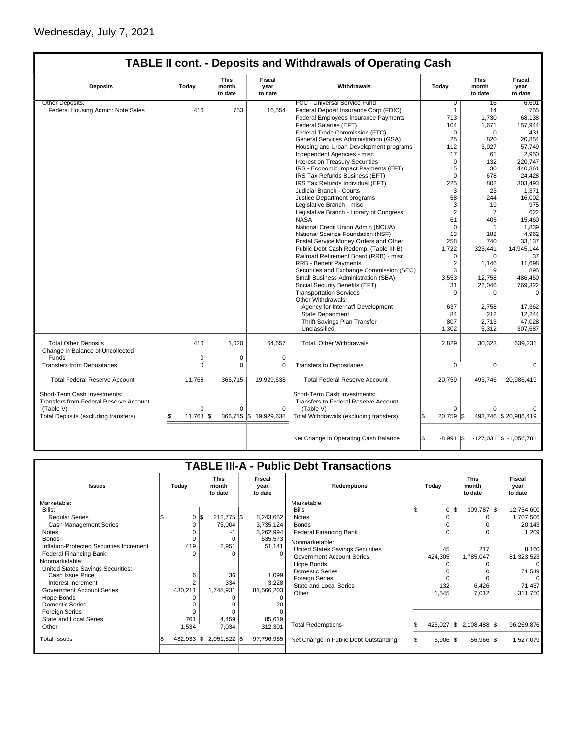Wednesday, July 7, 2021

## TABLE II cont. - Deposits and Withdrawals of Operating Cash

| Deposits | Today | This month to date | Fiscal year to date | Withdrawals | Today | This month to date | Fiscal year to date |
|---|---|---|---|---|---|---|---|
| Other Deposits: | | | | FCC - Universal Service Fund | 0 | 16 | 6,601 |
| Federal Housing Admin: Note Sales | 416 | 753 | 16,554 | Federal Deposit Insurance Corp (FDIC) | 1 | 14 | 755 |
| | | | | Federal Employees Insurance Payments | 713 | 1,730 | 68,138 |
| | | | | Federal Salaries (EFT) | 104 | 1,671 | 157,944 |
| | | | | Federal Trade Commission (FTC) | 0 | 0 | 431 |
| | | | | General Services Administration (GSA) | 25 | 820 | 20,854 |
| | | | | Housing and Urban Development programs | 112 | 3,927 | 57,749 |
| | | | | Independent Agencies - misc | 17 | 61 | 2,950 |
| | | | | Interest on Treasury Securities | 0 | 132 | 220,747 |
| | | | | IRS - Economic Impact Payments (EFT) | 15 | 30 | 440,361 |
| | | | | IRS Tax Refunds Business (EFT) | 0 | 678 | 24,428 |
| | | | | IRS Tax Refunds Individual (EFT) | 225 | 802 | 303,493 |
| | | | | Judicial Branch - Courts | 3 | 23 | 1,371 |
| | | | | Justice Department programs | 58 | 244 | 16,002 |
| | | | | Legislative Branch - misc | 3 | 19 | 975 |
| | | | | Legislative Branch - Library of Congress | 2 | 7 | 622 |
| | | | | NASA | 61 | 405 | 15,460 |
| | | | | National Credit Union Admin (NCUA) | 0 | 1 | 1,839 |
| | | | | National Science Foundation (NSF) | 13 | 188 | 4,962 |
| | | | | Postal Service Money Orders and Other | 258 | 740 | 33,137 |
| | | | | Public Debt Cash Redemp. (Table III-B) | 1,722 | 323,441 | 14,945,144 |
| | | | | Railroad Retirement Board (RRB) - misc | 0 | 0 | 37 |
| | | | | RRB - Benefit Payments | 2 | 1,146 | 11,698 |
| | | | | Securities and Exchange Commission (SEC) | 3 | 9 | 895 |
| | | | | Small Business Administration (SBA) | 3,553 | 12,758 | 486,450 |
| | | | | Social Security Benefits (EFT) | 31 | 22,046 | 769,322 |
| | | | | Transportation Services | 0 | 0 | 0 |
| | | | | Other Withdrawals: | | | |
| | | | | Agency for Internat'l Development | 637 | 2,758 | 17,362 |
| | | | | State Department | 84 | 212 | 12,244 |
| | | | | Thrift Savings Plan Transfer | 807 | 2,713 | 47,028 |
| | | | | Unclassified | 1,302 | 5,312 | 307,687 |
| Total Other Deposits | 416 | 1,020 | 64,657 | Total, Other Withdrawals | 2,829 | 30,323 | 639,231 |
| Change in Balance of Uncollected Funds | 0 | 0 | 0 | | | | |
| Transfers from Depositaries | 0 | 0 | 0 | Transfers to Depositaries | 0 | 0 | 0 |
| Total Federal Reserve Account | 11,768 | 366,715 | 19,929,638 | Total Federal Reserve Account | 20,759 | 493,746 | 20,986,419 |
| Short-Term Cash Investments: Transfers from Federal Reserve Account (Table V) | 0 | 0 | 0 | Short-Term Cash Investments: Transfers to Federal Reserve Account (Table V) | 0 | 0 | 0 |
| Total Deposits (excluding transfers) | $ 11,768 | $ 366,715 | $ 19,929,638 | Total Withdrawals (excluding transfers) | $ 20,759 | $ 493,746 | $ 20,986,419 |
| | | | | Net Change in Operating Cash Balance | $ -8,991 | $ -127,031 | $ -1,056,781 |

## TABLE III-A - Public Debt Transactions

| Issues | Today | This month to date | Fiscal year to date | Redemptions | Today | This month to date | Fiscal year to date |
|---|---|---|---|---|---|---|---|
| Marketable: | | | | Marketable: | | | |
| Bills: | | | | Bills | $ 0 | $ 309,787 | $ 12,754,600 |
| Regular Series | $ 0 | $ 212,775 | $ 8,243,652 | Notes | 0 | 0 | 1,707,506 |
| Cash Management Series | 0 | 75,004 | 3,735,124 | Bonds | 0 | 0 | 20,143 |
| Notes | 0 | -1 | 3,262,994 | Federal Financing Bank | 0 | 0 | 1,209 |
| Bonds | 0 | 0 | 535,573 | Nonmarketable: | | | |
| Inflation-Protected Securities Increment | 419 | 2,951 | 51,141 | United States Savings Securities | 45 | 217 | 8,160 |
| Federal Financing Bank | 0 | 0 | 0 | Government Account Series | 424,305 | 1,785,047 | 81,323,523 |
| Nonmarketable: | | | | Hope Bonds | 0 | 0 | 0 |
| United States Savings Securities: | | | | Domestic Series | 0 | 0 | 71,549 |
| Cash Issue Price | 6 | 36 | 1,099 | Foreign Series | 0 | 0 | 0 |
| Interest Increment | 2 | 334 | 3,228 | State and Local Series | 132 | 6,426 | 71,437 |
| Government Account Series | 430,211 | 1,748,931 | 81,566,203 | Other | 1,545 | 7,012 | 311,750 |
| Hope Bonds | 0 | 0 | 0 | | | | |
| Domestic Series | 0 | 0 | 20 | | | | |
| Foreign Series | 0 | 0 | 0 | | | | |
| State and Local Series | 761 | 4,459 | 85,619 | | | | |
| Other | 1,534 | 7,034 | 312,301 | Total Redemptions | $ 426,027 | $ 2,108,488 | $ 96,269,876 |
| Total Issues | $ 432,933 | $ 2,051,522 | $ 97,796,955 | Net Change in Public Debt Outstanding | $ 6,906 | $ -56,966 | $ 1,527,079 |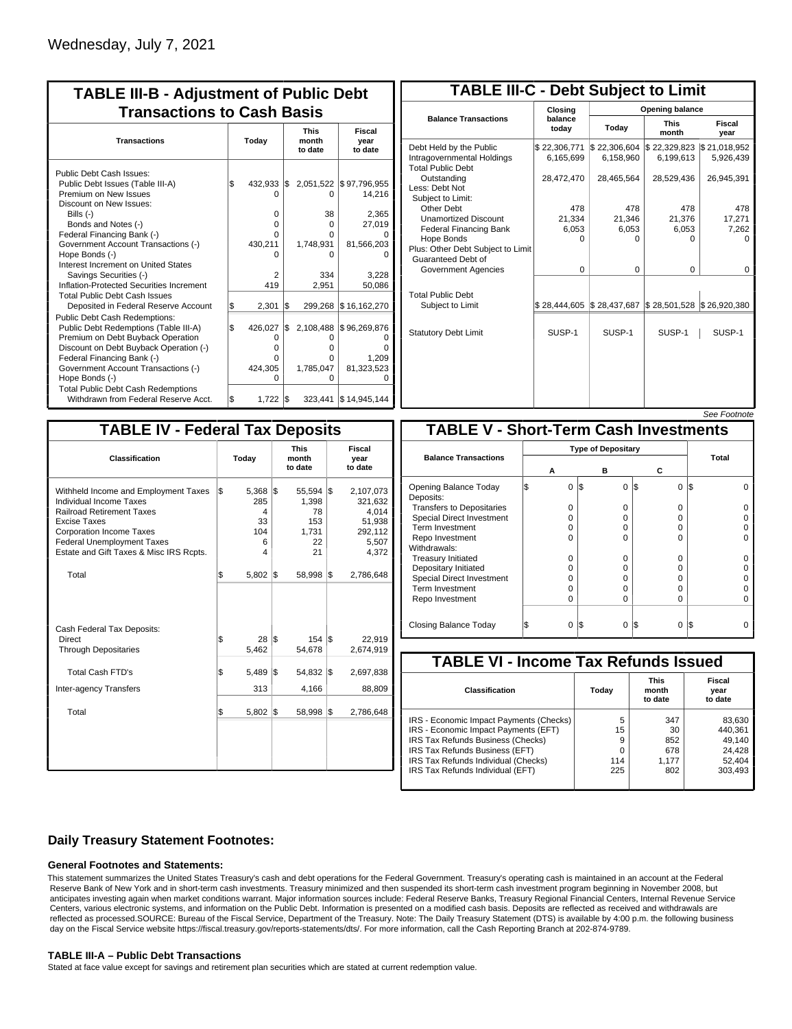Wednesday, July 7, 2021

## TABLE III-B - Adjustment of Public Debt Transactions to Cash Basis

| Transactions | Today | This month to date | Fiscal year to date |
|---|---|---|---|
| Public Debt Cash Issues: | | | |
| Public Debt Issues (Table III-A) | $ 432,933 | $ 2,051,522 | $ 97,796,955 |
| Premium on New Issues | 0 | 0 | 14,216 |
| Discount on New Issues: | | | |
| Bills (-) | 0 | 38 | 2,365 |
| Bonds and Notes (-) | 0 | 0 | 27,019 |
| Federal Financing Bank (-) | 0 | 0 | 0 |
| Government Account Transactions (-) | 430,211 | 1,748,931 | 81,566,203 |
| Hope Bonds (-) | 0 | 0 | 0 |
| Interest Increment on United States Savings Securities (-) | 2 | 334 | 3,228 |
| Inflation-Protected Securities Increment | 419 | 2,951 | 50,086 |
| Total Public Debt Cash Issues Deposited in Federal Reserve Account | $ 2,301 | $ 299,268 | $ 16,162,270 |
| Public Debt Cash Redemptions: | | | |
| Public Debt Redemptions (Table III-A) | $ 426,027 | $ 2,108,488 | $ 96,269,876 |
| Premium on Debt Buyback Operation | 0 | 0 | 0 |
| Discount on Debt Buyback Operation (-) | 0 | 0 | 0 |
| Federal Financing Bank (-) | 0 | 0 | 1,209 |
| Government Account Transactions (-) | 424,305 | 1,785,047 | 81,323,523 |
| Hope Bonds (-) | 0 | 0 | 0 |
| Total Public Debt Cash Redemptions Withdrawn from Federal Reserve Acct. | $ 1,722 | $ 323,441 | $ 14,945,144 |

## TABLE III-C - Debt Subject to Limit

| Balance Transactions | Closing balance today | Opening balance Today | Opening balance This month | Opening balance Fiscal year |
|---|---|---|---|---|
| Debt Held by the Public | $ 22,306,771 | $ 22,306,604 | $ 22,329,823 | $ 21,018,952 |
| Intragovernmental Holdings | 6,165,699 | 6,158,960 | 6,199,613 | 5,926,439 |
| Total Public Debt Outstanding | 28,472,470 | 28,465,564 | 28,529,436 | 26,945,391 |
| Less: Debt Not Subject to Limit: | | | | |
| Other Debt | 478 | 478 | 478 | 478 |
| Unamortized Discount | 21,334 | 21,346 | 21,376 | 17,271 |
| Federal Financing Bank | 6,053 | 6,053 | 6,053 | 7,262 |
| Hope Bonds | 0 | 0 | 0 | 0 |
| Plus: Other Debt Subject to Limit Guaranteed Debt of Government Agencies | 0 | 0 | 0 | 0 |
| Total Public Debt Subject to Limit | $ 28,444,605 | $ 28,437,687 | $ 28,501,528 | $ 26,920,380 |
| Statutory Debt Limit | SUSP-1 | SUSP-1 | SUSP-1 | SUSP-1 |

*See Footnote*

## TABLE IV - Federal Tax Deposits

| Classification | Today | This month to date | Fiscal year to date |
|---|---|---|---|
| Withheld Income and Employment Taxes | $ 5,368 | $ 55,594 | $ 2,107,073 |
| Individual Income Taxes | 285 | 1,398 | 321,632 |
| Railroad Retirement Taxes | 4 | 78 | 4,014 |
| Excise Taxes | 33 | 153 | 51,938 |
| Corporation Income Taxes | 104 | 1,731 | 292,112 |
| Federal Unemployment Taxes | 6 | 22 | 5,507 |
| Estate and Gift Taxes & Misc IRS Rcpts. | 4 | 21 | 4,372 |
| Total | $ 5,802 | $ 58,998 | $ 2,786,648 |
| Cash Federal Tax Deposits: | | | |
| Direct | $ 28 | $ 154 | $ 22,919 |
| Through Depositaries | 5,462 | 54,678 | 2,674,919 |
| Total Cash FTD's | $ 5,489 | $ 54,832 | $ 2,697,838 |
| Inter-agency Transfers | 313 | 4,166 | 88,809 |
| Total | $ 5,802 | $ 58,998 | $ 2,786,648 |

## TABLE V - Short-Term Cash Investments

| Balance Transactions | Type of Depositary A | Type of Depositary B | Type of Depositary C | Total |
|---|---|---|---|---|
| Opening Balance Today | $ 0 | $ 0 | $ 0 | $ 0 |
| Deposits: | | | | |
| Transfers to Depositaries | 0 | 0 | 0 | 0 |
| Special Direct Investment | 0 | 0 | 0 | 0 |
| Term Investment | 0 | 0 | 0 | 0 |
| Repo Investment | 0 | 0 | 0 | 0 |
| Withdrawals: | | | | |
| Treasury Initiated | 0 | 0 | 0 | 0 |
| Depositary Initiated | 0 | 0 | 0 | 0 |
| Special Direct Investment | 0 | 0 | 0 | 0 |
| Term Investment | 0 | 0 | 0 | 0 |
| Repo Investment | 0 | 0 | 0 | 0 |
| Closing Balance Today | $ 0 | $ 0 | $ 0 | $ 0 |

## TABLE VI - Income Tax Refunds Issued

| Classification | Today | This month to date | Fiscal year to date |
|---|---|---|---|
| IRS - Economic Impact Payments (Checks) | 5 | 347 | 83,630 |
| IRS - Economic Impact Payments (EFT) | 15 | 30 | 440,361 |
| IRS Tax Refunds Business (Checks) | 9 | 852 | 49,140 |
| IRS Tax Refunds Business (EFT) | 0 | 678 | 24,428 |
| IRS Tax Refunds Individual (Checks) | 114 | 1,177 | 52,404 |
| IRS Tax Refunds Individual (EFT) | 225 | 802 | 303,493 |

### Daily Treasury Statement Footnotes:

#### General Footnotes and Statements:

This statement summarizes the United States Treasury's cash and debt operations for the Federal Government. Treasury's operating cash is maintained in an account at the Federal Reserve Bank of New York and in short-term cash investments. Treasury minimized and then suspended its short-term cash investment program beginning in November 2008, but anticipates investing again when market conditions warrant. Major information sources include: Federal Reserve Banks, Treasury Regional Financial Centers, Internal Revenue Service Centers, various electronic systems, and information on the Public Debt. Information is presented on a modified cash basis. Deposits are reflected as received and withdrawals are reflected as processed.SOURCE: Bureau of the Fiscal Service, Department of the Treasury. Note: The Daily Treasury Statement (DTS) is available by 4:00 p.m. the following business day on the Fiscal Service website https://fiscal.treasury.gov/reports-statements/dts/. For more information, call the Cash Reporting Branch at 202-874-9789.

#### TABLE III-A – Public Debt Transactions

Stated at face value except for savings and retirement plan securities which are stated at current redemption value.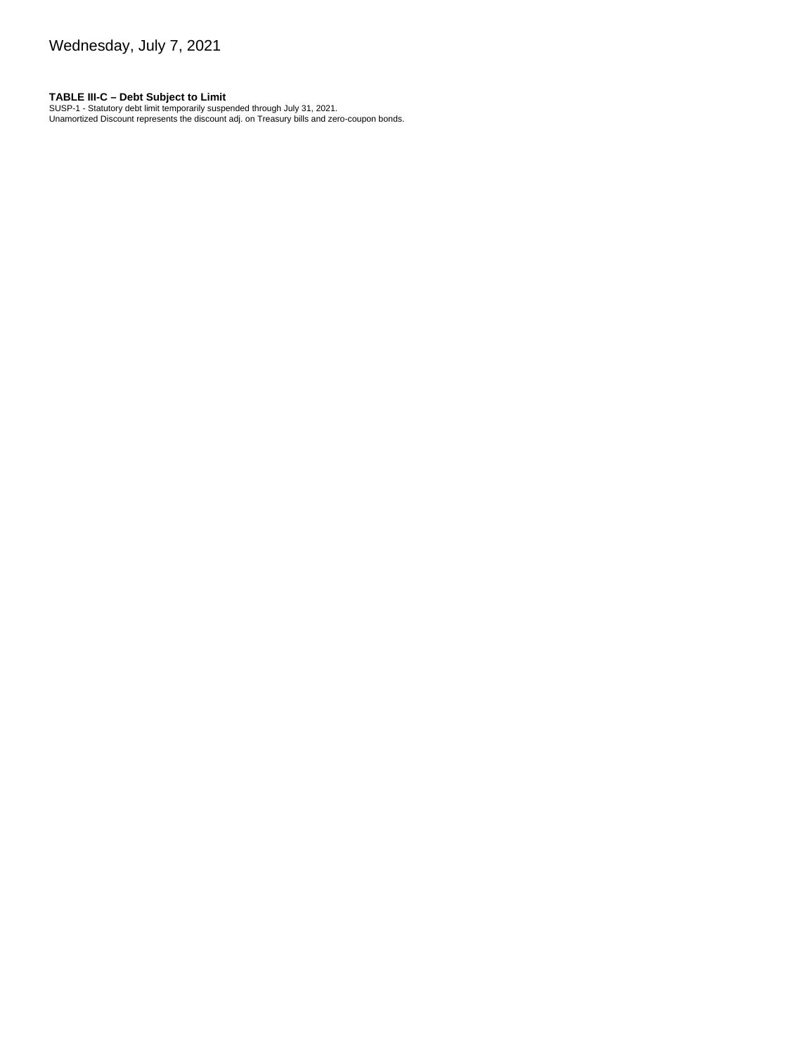Wednesday, July 7, 2021

**TABLE III-C – Debt Subject to Limit**

SUSP-1 - Statutory debt limit temporarily suspended through July 31, 2021.

Unamortized Discount represents the discount adj. on Treasury bills and zero-coupon bonds.